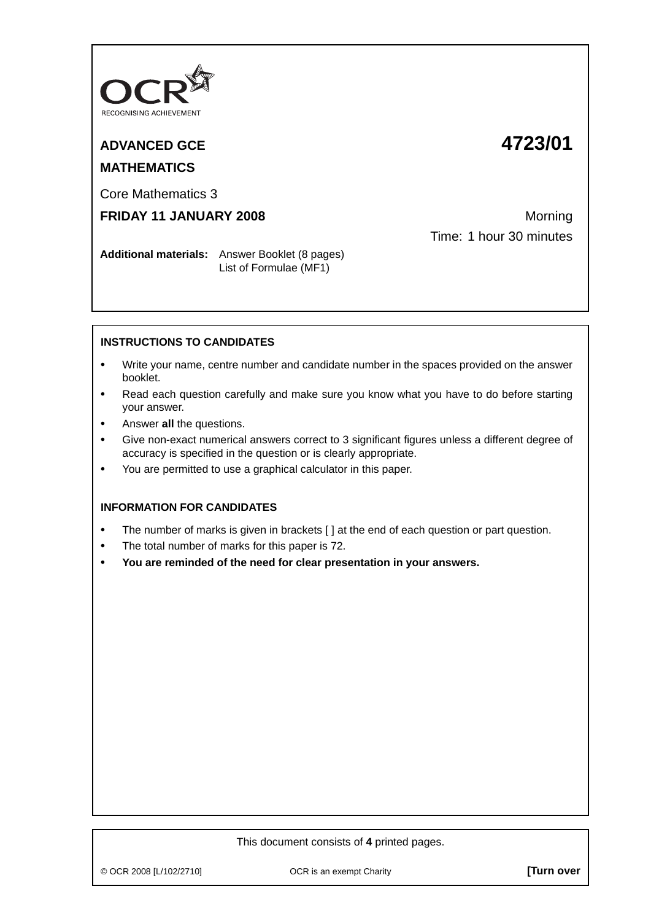OCR
RECOGNISING ACHIEVEMENT

**ADVANCED GCE** **4723/01**

**MATHEMATICS**

Core Mathematics 3

**FRIDAY 11 JANUARY 2008** Morning

Time: 1 hour 30 minutes

**Additional materials:** Answer Booklet (8 pages)
List of Formulae (MF1)

**INSTRUCTIONS TO CANDIDATES**

- Write your name, centre number and candidate number in the spaces provided on the answer booklet.
- Read each question carefully and make sure you know what you have to do before starting your answer.
- Answer **all** the questions.
- Give non-exact numerical answers correct to 3 significant figures unless a different degree of accuracy is specified in the question or is clearly appropriate.
- You are permitted to use a graphical calculator in this paper.

**INFORMATION FOR CANDIDATES**

- The number of marks is given in brackets [ ] at the end of each question or part question.
- The total number of marks for this paper is 72.
- **You are reminded of the need for clear presentation in your answers.**

This document consists of **4** printed pages.

© OCR 2008 [L/102/2710] OCR is an exempt Charity **[Turn over**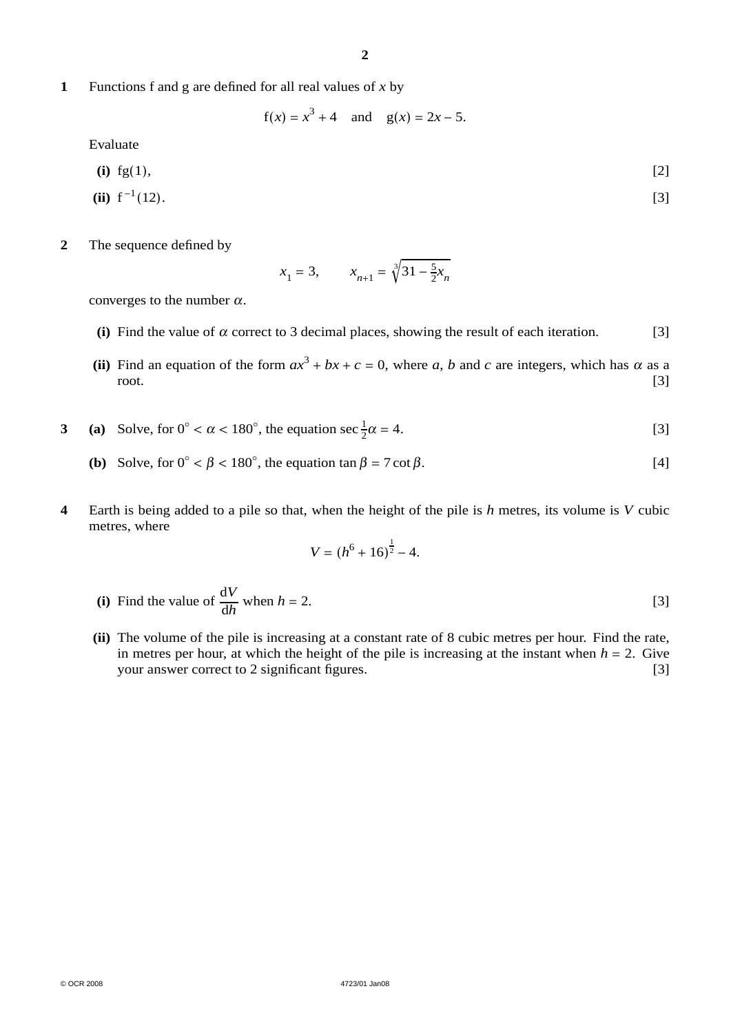**1** Functions f and g are defined for all real values of $x$ by

$$\mathrm{f}(x) = x^3 + 4 \quad \text{and} \quad \mathrm{g}(x) = 2x - 5.$$

Evaluate

**(i)** $\mathrm{fg}(1)$, [2]

**(ii)** $\mathrm{f}^{-1}(12)$. [3]

**2** The sequence defined by

$$x_1 = 3, \qquad x_{n+1} = \sqrt[3]{31 - \tfrac{5}{2}x_n}$$

converges to the number $\alpha$.

**(i)** Find the value of $\alpha$ correct to 3 decimal places, showing the result of each iteration. [3]

**(ii)** Find an equation of the form $ax^3 + bx + c = 0$, where $a$, $b$ and $c$ are integers, which has $\alpha$ as a root. [3]

**3** **(a)** Solve, for $0^\circ < \alpha < 180^\circ$, the equation $\sec \frac{1}{2}\alpha = 4$. [3]

**(b)** Solve, for $0^\circ < \beta < 180^\circ$, the equation $\tan \beta = 7 \cot \beta$. [4]

**4** Earth is being added to a pile so that, when the height of the pile is $h$ metres, its volume is $V$ cubic metres, where

$$V = (h^6 + 16)^{\frac{1}{2}} - 4.$$

**(i)** Find the value of $\dfrac{\mathrm{d}V}{\mathrm{d}h}$ when $h = 2$. [3]

**(ii)** The volume of the pile is increasing at a constant rate of 8 cubic metres per hour. Find the rate, in metres per hour, at which the height of the pile is increasing at the instant when $h = 2$. Give your answer correct to 2 significant figures. [3]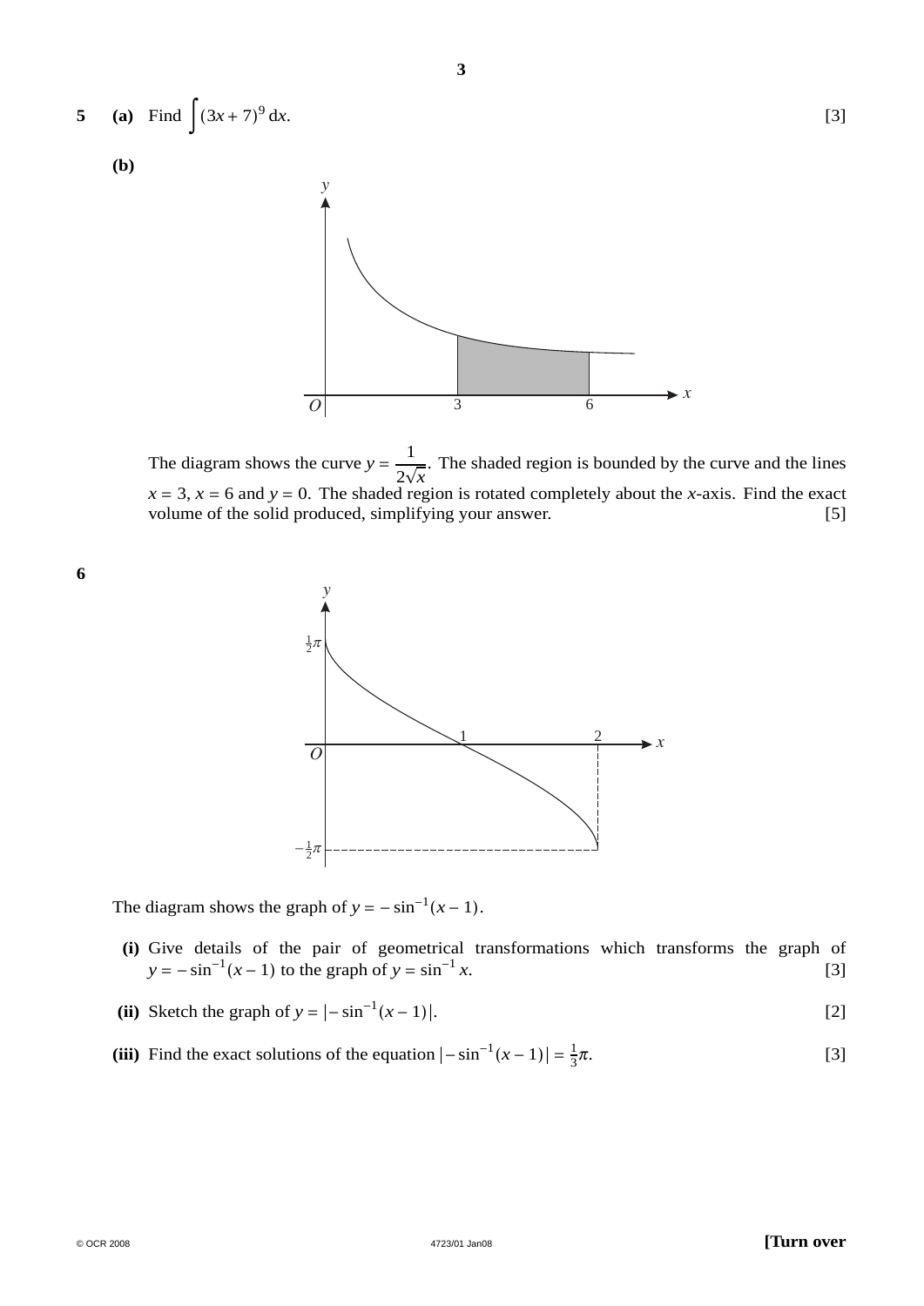**5** **(a)** Find $\int (3x + 7)^9 \, dx$. [3]

**(b)**

The diagram shows the curve $y = \frac{1}{2\sqrt{x}}$. The shaded region is bounded by the curve and the lines $x = 3$, $x = 6$ and $y = 0$. The shaded region is rotated completely about the $x$-axis. Find the exact volume of the solid produced, simplifying your answer. [5]

**6**

The diagram shows the graph of $y = -\sin^{-1}(x - 1)$.

**(i)** Give details of the pair of geometrical transformations which transforms the graph of $y = -\sin^{-1}(x - 1)$ to the graph of $y = \sin^{-1} x$. [3]

**(ii)** Sketch the graph of $y = |-\sin^{-1}(x - 1)|$. [2]

**(iii)** Find the exact solutions of the equation $|-\sin^{-1}(x - 1)| = \frac{1}{3}\pi$. [3]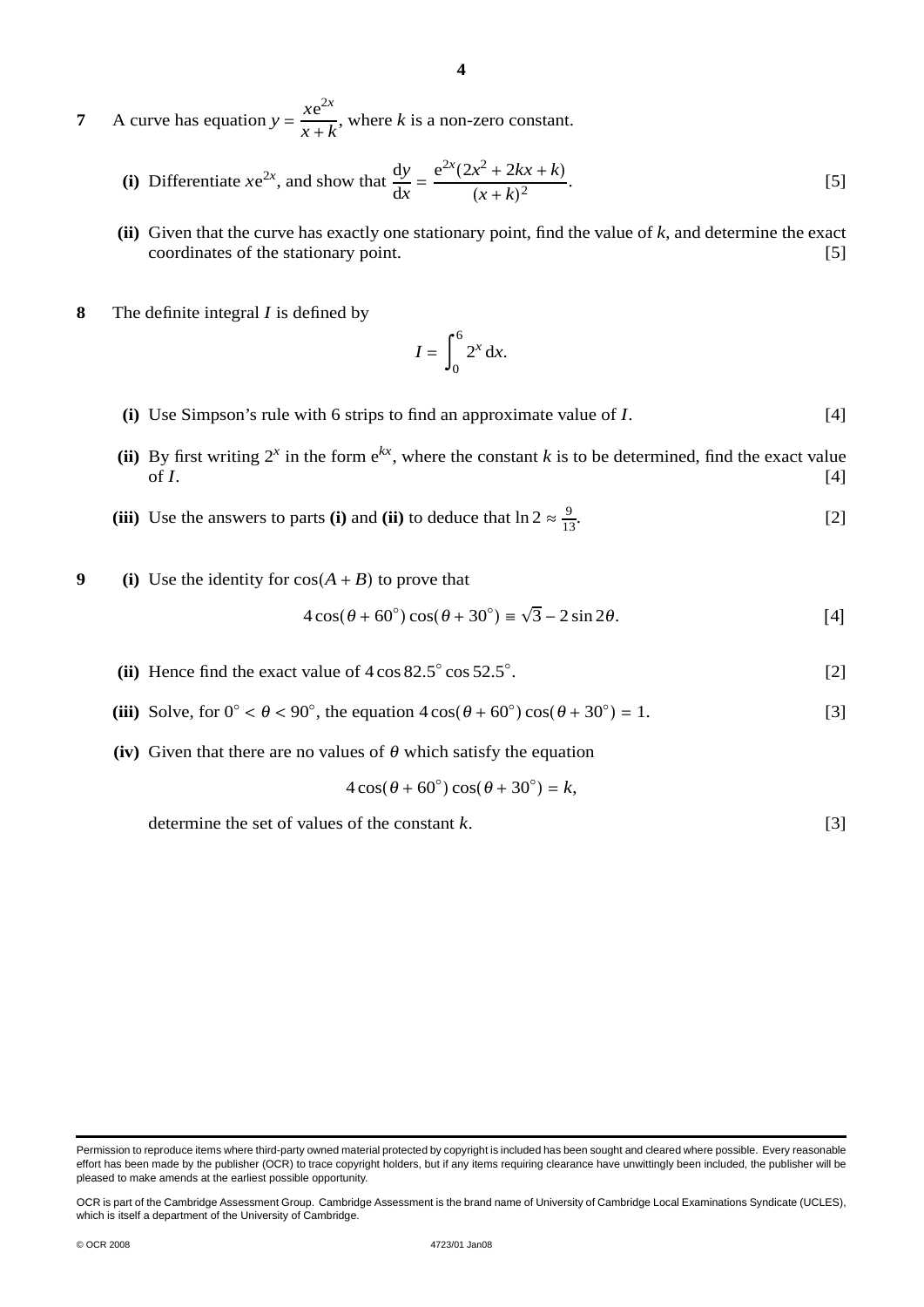**7** A curve has equation $y = \dfrac{xe^{2x}}{x+k}$, where $k$ is a non-zero constant.

**(i)** Differentiate $xe^{2x}$, and show that $\dfrac{dy}{dx} = \dfrac{e^{2x}(2x^2 + 2kx + k)}{(x+k)^2}$. [5]

**(ii)** Given that the curve has exactly one stationary point, find the value of $k$, and determine the exact coordinates of the stationary point. [5]

**8** The definite integral $I$ is defined by

$$I = \int_0^6 2^x \, dx.$$

**(i)** Use Simpson's rule with 6 strips to find an approximate value of $I$. [4]

**(ii)** By first writing $2^x$ in the form $e^{kx}$, where the constant $k$ is to be determined, find the exact value of $I$. [4]

**(iii)** Use the answers to parts **(i)** and **(ii)** to deduce that $\ln 2 \approx \frac{9}{13}$. [2]

**9** **(i)** Use the identity for $\cos(A + B)$ to prove that

$$4\cos(\theta + 60^\circ)\cos(\theta + 30^\circ) \equiv \sqrt{3} - 2\sin 2\theta. \qquad [4]$$

**(ii)** Hence find the exact value of $4\cos 82.5^\circ \cos 52.5^\circ$. [2]

**(iii)** Solve, for $0^\circ < \theta < 90^\circ$, the equation $4\cos(\theta + 60^\circ)\cos(\theta + 30^\circ) = 1$. [3]

**(iv)** Given that there are no values of $\theta$ which satisfy the equation

$$4\cos(\theta + 60^\circ)\cos(\theta + 30^\circ) = k,$$

determine the set of values of the constant $k$. [3]

Permission to reproduce items where third-party owned material protected by copyright is included has been sought and cleared where possible. Every reasonable effort has been made by the publisher (OCR) to trace copyright holders, but if any items requiring clearance have unwittingly been included, the publisher will be pleased to make amends at the earliest possible opportunity.

OCR is part of the Cambridge Assessment Group. Cambridge Assessment is the brand name of University of Cambridge Local Examinations Syndicate (UCLES), which is itself a department of the University of Cambridge.

© OCR 2008 4723/01 Jan08